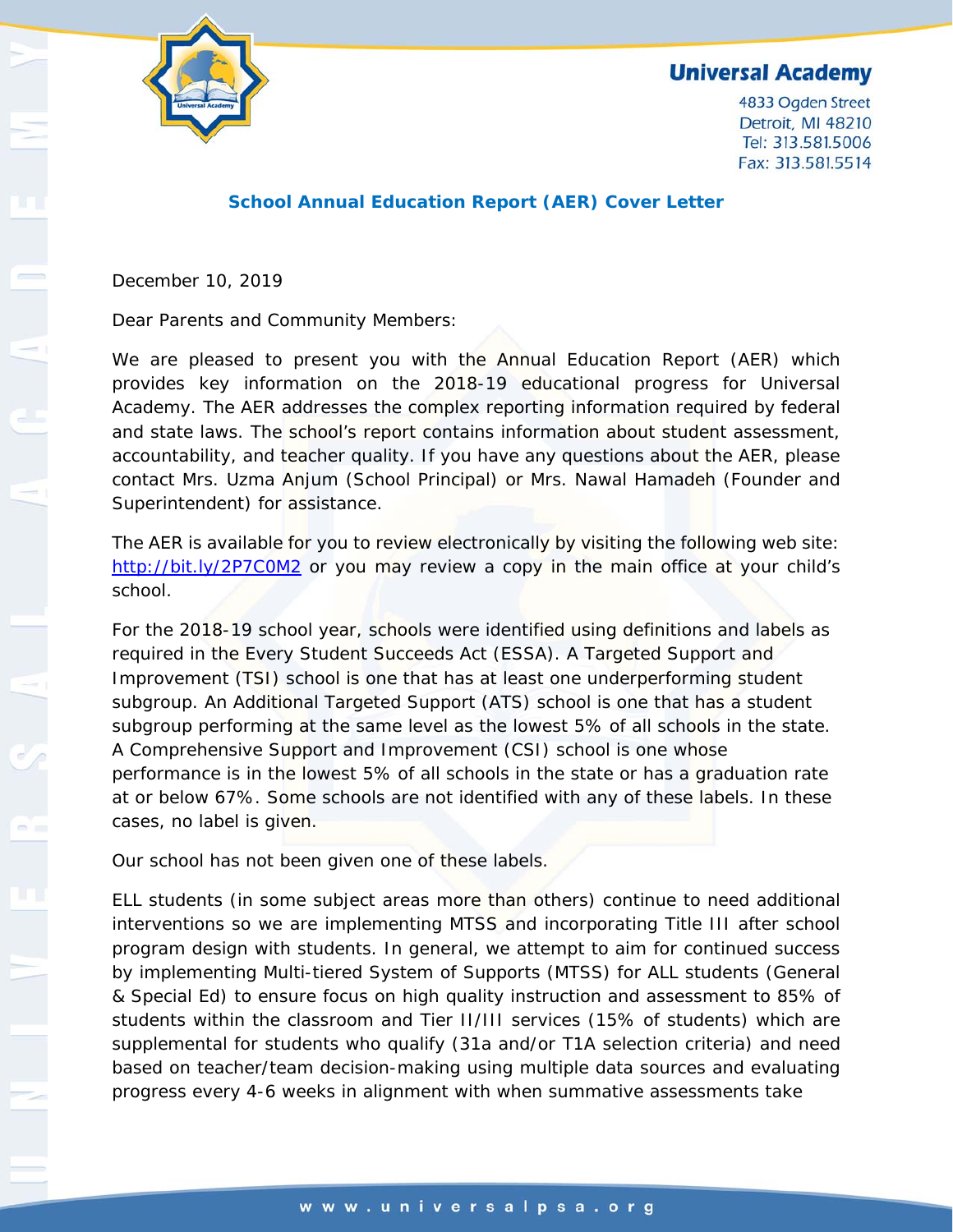**Universal Academy**

4833 Ogden Street
Detroit, MI 48210
Tel: 313.581.5006
Fax: 313.581.5514

## School Annual Education Report (AER) Cover Letter

December 10, 2019

Dear Parents and Community Members:

We are pleased to present you with the Annual Education Report (AER) which provides key information on the 2018-19 educational progress for Universal Academy. The AER addresses the complex reporting information required by federal and state laws. The school's report contains information about student assessment, accountability, and teacher quality. If you have any questions about the AER, please contact Mrs. Uzma Anjum (School Principal) or Mrs. Nawal Hamadeh (Founder and Superintendent) for assistance.

The AER is available for you to review electronically by visiting the following web site: http://bit.ly/2P7C0M2 or you may review a copy in the main office at your child's school.

For the 2018-19 school year, schools were identified using definitions and labels as required in the Every Student Succeeds Act (ESSA). A Targeted Support and Improvement (TSI) school is one that has at least one underperforming student subgroup. An Additional Targeted Support (ATS) school is one that has a student subgroup performing at the same level as the lowest 5% of all schools in the state. A Comprehensive Support and Improvement (CSI) school is one whose performance is in the lowest 5% of all schools in the state or has a graduation rate at or below 67%. Some schools are not identified with any of these labels. In these cases, no label is given.

Our school has not been given one of these labels.

ELL students (in some subject areas more than others) continue to need additional interventions so we are implementing MTSS and incorporating Title III after school program design with students. In general, we attempt to aim for continued success by implementing Multi-tiered System of Supports (MTSS) for ALL students (General & Special Ed) to ensure focus on high quality instruction and assessment to 85% of students within the classroom and Tier II/III services (15% of students) which are supplemental for students who qualify (31a and/or T1A selection criteria) and need based on teacher/team decision-making using multiple data sources and evaluating progress every 4-6 weeks in alignment with when summative assessments take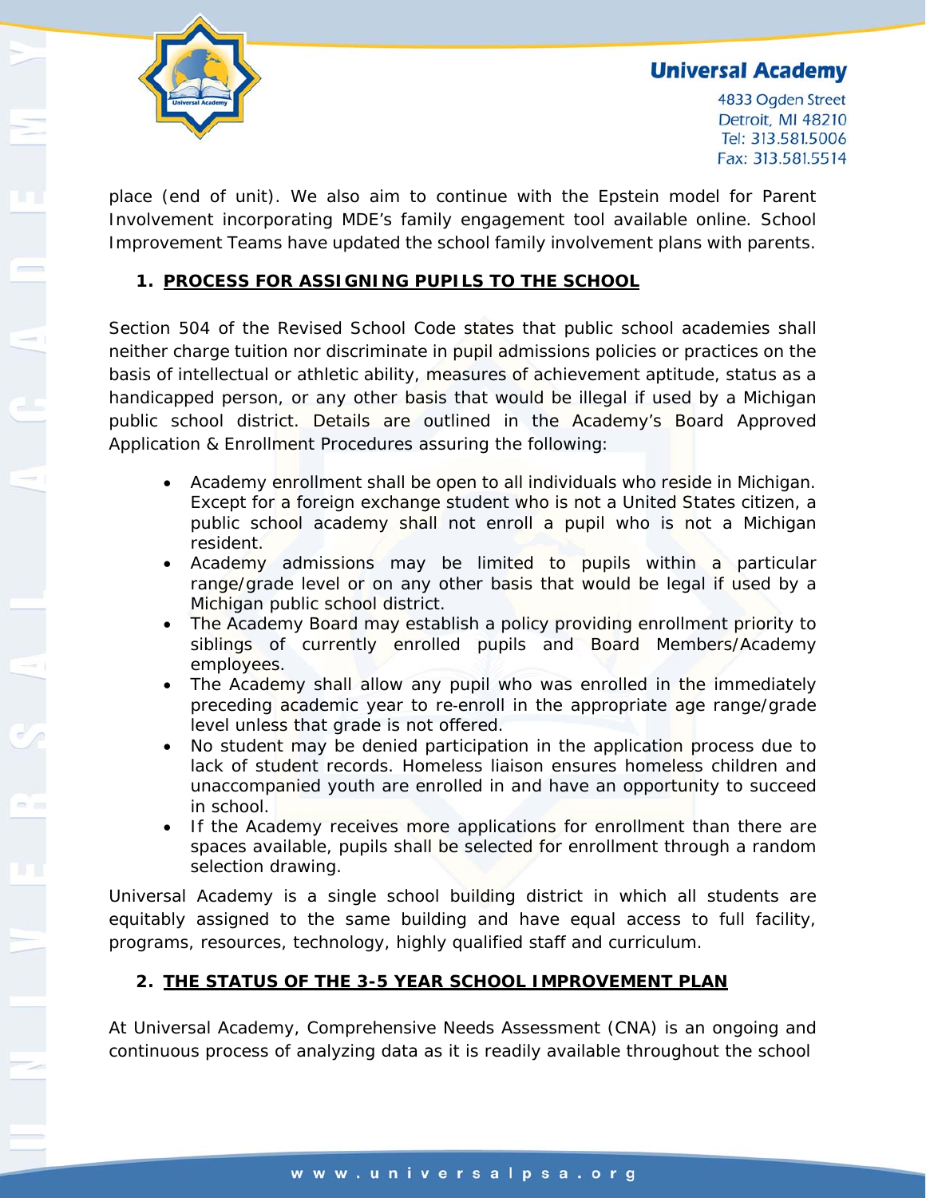place (end of unit). We also aim to continue with the Epstein model for Parent Involvement incorporating MDE's family engagement tool available online. School Improvement Teams have updated the school family involvement plans with parents.

## 1. PROCESS FOR ASSIGNING PUPILS TO THE SCHOOL

Section 504 of the Revised School Code states that public school academies shall neither charge tuition nor discriminate in pupil admissions policies or practices on the basis of intellectual or athletic ability, measures of achievement aptitude, status as a handicapped person, or any other basis that would be illegal if used by a Michigan public school district. Details are outlined in the Academy's Board Approved Application & Enrollment Procedures assuring the following:

- Academy enrollment shall be open to all individuals who reside in Michigan. Except for a foreign exchange student who is not a United States citizen, a public school academy shall not enroll a pupil who is not a Michigan resident.
- Academy admissions may be limited to pupils within a particular range/grade level or on any other basis that would be legal if used by a Michigan public school district.
- The Academy Board may establish a policy providing enrollment priority to siblings of currently enrolled pupils and Board Members/Academy employees.
- The Academy shall allow any pupil who was enrolled in the immediately preceding academic year to re-enroll in the appropriate age range/grade level unless that grade is not offered.
- No student may be denied participation in the application process due to lack of student records. Homeless liaison ensures homeless children and unaccompanied youth are enrolled in and have an opportunity to succeed in school.
- If the Academy receives more applications for enrollment than there are spaces available, pupils shall be selected for enrollment through a random selection drawing.

Universal Academy is a single school building district in which all students are equitably assigned to the same building and have equal access to full facility, programs, resources, technology, highly qualified staff and curriculum.

## 2. THE STATUS OF THE 3-5 YEAR SCHOOL IMPROVEMENT PLAN

At Universal Academy, Comprehensive Needs Assessment (CNA) is an ongoing and continuous process of analyzing data as it is readily available throughout the school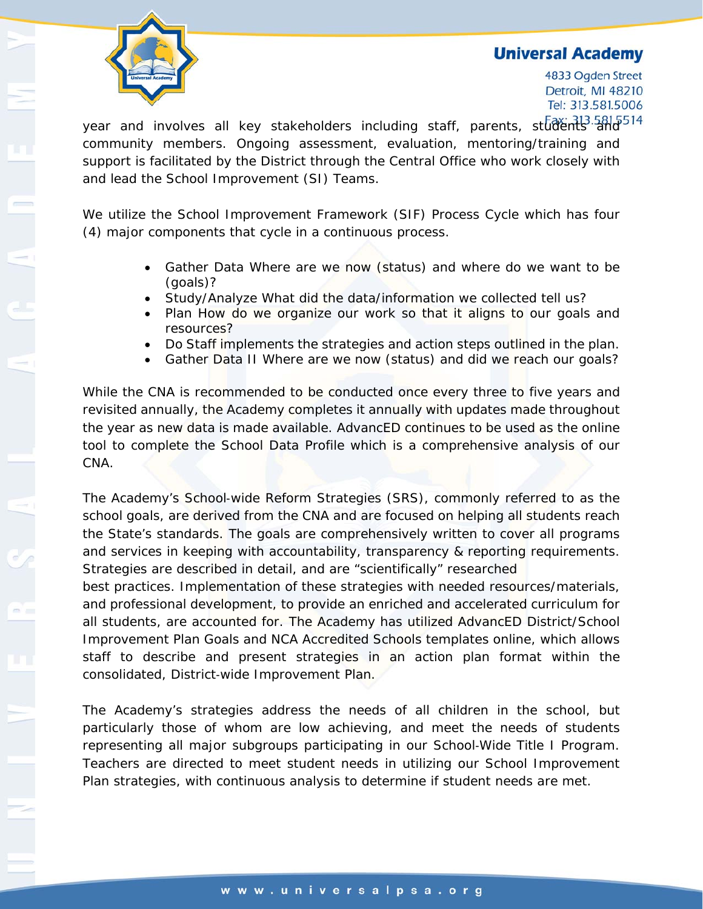year and involves all key stakeholders including staff, parents, students and community members. Ongoing assessment, evaluation, mentoring/training and support is facilitated by the District through the Central Office who work closely with and lead the School Improvement (SI) Teams.

We utilize the School Improvement Framework (SIF) Process Cycle which has four (4) major components that cycle in a continuous process.

- Gather Data Where are we now (status) and where do we want to be (goals)?
- Study/Analyze What did the data/information we collected tell us?
- Plan How do we organize our work so that it aligns to our goals and resources?
- Do Staff implements the strategies and action steps outlined in the plan.
- Gather Data II Where are we now (status) and did we reach our goals?

While the CNA is recommended to be conducted once every three to five years and revisited annually, the Academy completes it annually with updates made throughout the year as new data is made available. AdvancED continues to be used as the online tool to complete the School Data Profile which is a comprehensive analysis of our CNA.

The Academy's School-wide Reform Strategies (SRS), commonly referred to as the school goals, are derived from the CNA and are focused on helping all students reach the State's standards. The goals are comprehensively written to cover all programs and services in keeping with accountability, transparency & reporting requirements. Strategies are described in detail, and are "scientifically" researched best practices. Implementation of these strategies with needed resources/materials, and professional development, to provide an enriched and accelerated curriculum for all students, are accounted for. The Academy has utilized AdvancED District/School Improvement Plan Goals and NCA Accredited Schools templates online, which allows staff to describe and present strategies in an action plan format within the consolidated, District-wide Improvement Plan.

The Academy's strategies address the needs of all children in the school, but particularly those of whom are low achieving, and meet the needs of students representing all major subgroups participating in our School-Wide Title I Program. Teachers are directed to meet student needs in utilizing our School Improvement Plan strategies, with continuous analysis to determine if student needs are met.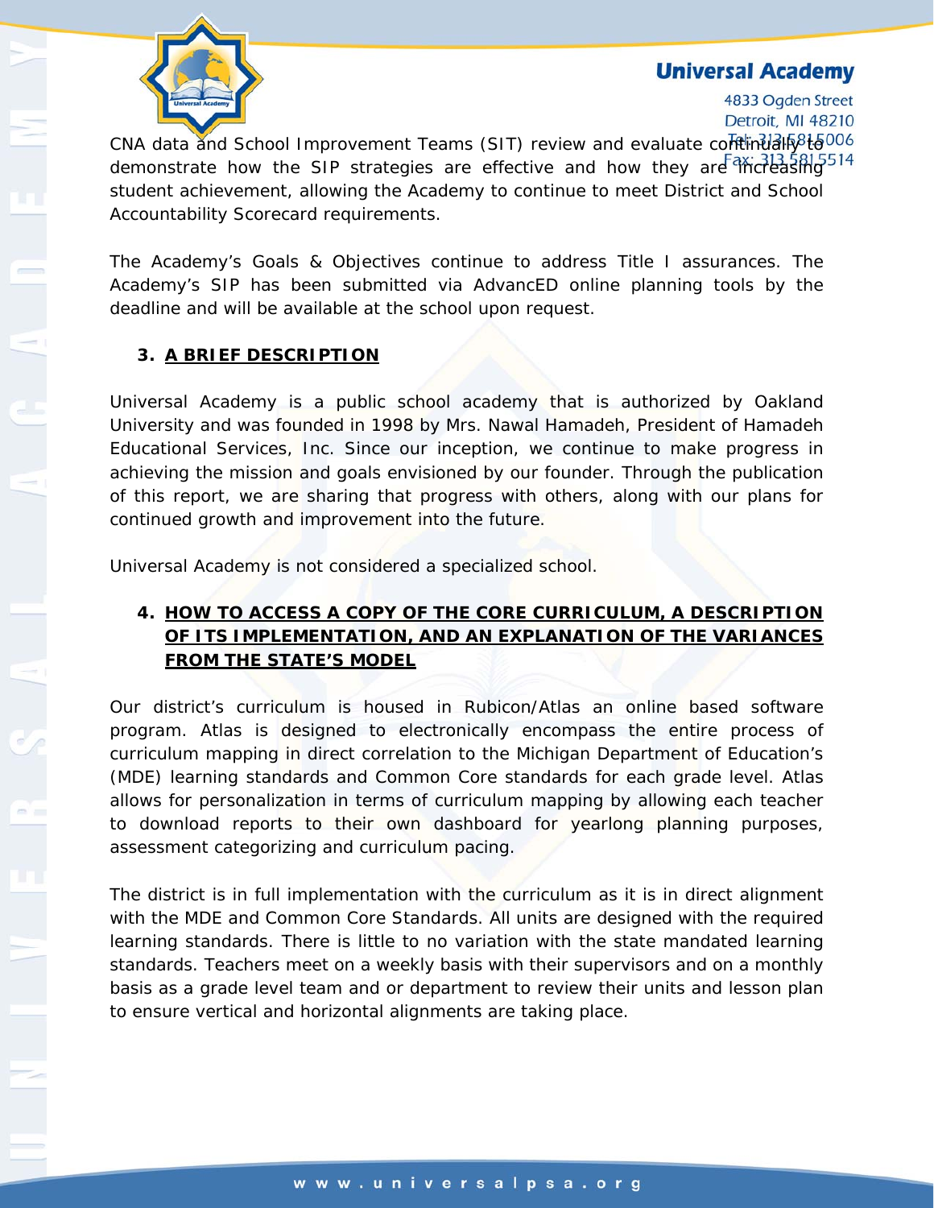CNA data and School Improvement Teams (SIT) review and evaluate continually to demonstrate how the SIP strategies are effective and how they are increasing student achievement, allowing the Academy to continue to meet District and School Accountability Scorecard requirements.

The Academy's Goals & Objectives continue to address Title I assurances. The Academy's SIP has been submitted via AdvancED online planning tools by the deadline and will be available at the school upon request.

## 3. A BRIEF DESCRIPTION

Universal Academy is a public school academy that is authorized by Oakland University and was founded in 1998 by Mrs. Nawal Hamadeh, President of Hamadeh Educational Services, Inc. Since our inception, we continue to make progress in achieving the mission and goals envisioned by our founder. Through the publication of this report, we are sharing that progress with others, along with our plans for continued growth and improvement into the future.

Universal Academy is not considered a specialized school.

## 4. HOW TO ACCESS A COPY OF THE CORE CURRICULUM, A DESCRIPTION OF ITS IMPLEMENTATION, AND AN EXPLANATION OF THE VARIANCES FROM THE STATE'S MODEL

Our district's curriculum is housed in Rubicon/Atlas an online based software program. Atlas is designed to electronically encompass the entire process of curriculum mapping in direct correlation to the Michigan Department of Education's (MDE) learning standards and Common Core standards for each grade level. Atlas allows for personalization in terms of curriculum mapping by allowing each teacher to download reports to their own dashboard for yearlong planning purposes, assessment categorizing and curriculum pacing.

The district is in full implementation with the curriculum as it is in direct alignment with the MDE and Common Core Standards. All units are designed with the required learning standards. There is little to no variation with the state mandated learning standards. Teachers meet on a weekly basis with their supervisors and on a monthly basis as a grade level team and or department to review their units and lesson plan to ensure vertical and horizontal alignments are taking place.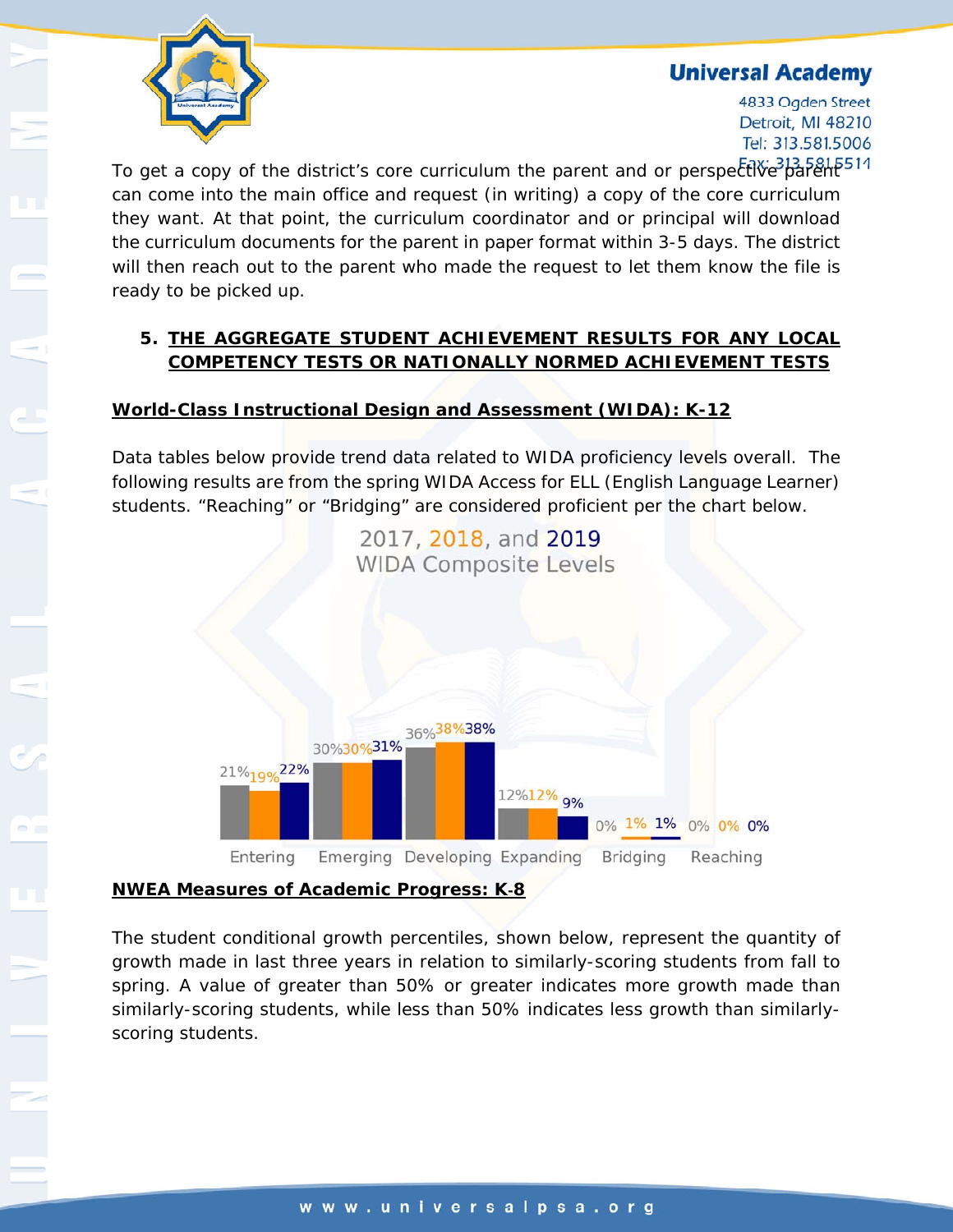To get a copy of the district's core curriculum the parent and or perspective parent can come into the main office and request (in writing) a copy of the core curriculum they want. At that point, the curriculum coordinator and or principal will download the curriculum documents for the parent in paper format within 3-5 days. The district will then reach out to the parent who made the request to let them know the file is ready to be picked up.

## 5. THE AGGREGATE STUDENT ACHIEVEMENT RESULTS FOR ANY LOCAL COMPETENCY TESTS OR NATIONALLY NORMED ACHIEVEMENT TESTS

### World-Class Instructional Design and Assessment (WIDA): K-12

Data tables below provide trend data related to WIDA proficiency levels overall. The following results are from the spring WIDA Access for ELL (English Language Learner) students. "Reaching" or "Bridging" are considered proficient per the chart below.

2017, 2018, and 2019
WIDA Composite Levels

Entering: 21% 19% 22%
Emerging: 30% 30% 31%
Developing: 36% 38% 38%
Expanding: 12% 12% 9%
Bridging: 0% 1% 1%
Reaching: 0% 0% 0%

### NWEA Measures of Academic Progress: K-8

The student conditional growth percentiles, shown below, represent the quantity of growth made in last three years in relation to similarly-scoring students from fall to spring. A value of greater than 50% or greater indicates more growth made than similarly-scoring students, while less than 50% indicates less growth than similarly-scoring students.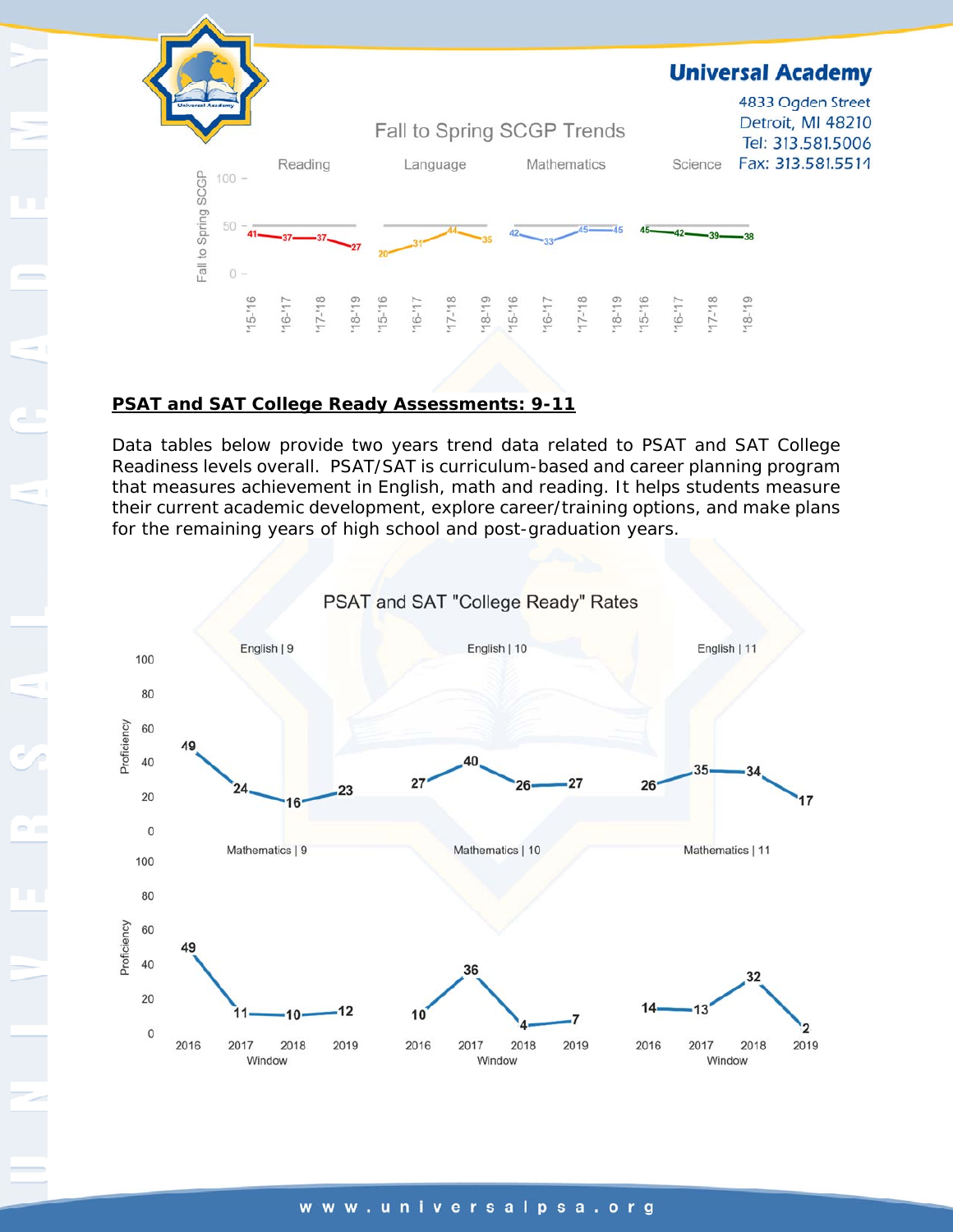Universal Academy

4833 Ogden Street
Detroit, MI 48210
Tel: 313.581.5006
Fax: 313.581.5514

Fall to Spring SCGP Trends

Reading
Language
Mathematics
Science

Fall to Spring SCGP

100
50
0

41 37 37 27
20 31 44 35
42 33 45 45
45 42 39 38

'15-'16 '16-'17 '17-'18 '18-'19 '15-'16 '16-'17 '17-'18 '18-'19 '15-'16 '16-'17 '17-'18 '18-'19 '15-'16 '16-'17 '17-'18 '18-'19

## PSAT and SAT College Ready Assessments: 9-11

Data tables below provide two years trend data related to PSAT and SAT College Readiness levels overall. PSAT/SAT is curriculum-based and career planning program that measures achievement in English, math and reading. It helps students measure their current academic development, explore career/training options, and make plans for the remaining years of high school and post-graduation years.

PSAT and SAT "College Ready" Rates

English | 9
English | 10
English | 11

Proficiency

100
80
60
40
20
0

49 24 16 23
27 40 26 27
26 35 34 17

Mathematics | 9
Mathematics | 10
Mathematics | 11

Proficiency

100
80
60
40
20
0

49 11 10 12
10 36 4 7
14 13 32 2

2016 2017 2018 2019
Window

2016 2017 2018 2019
Window

2016 2017 2018 2019
Window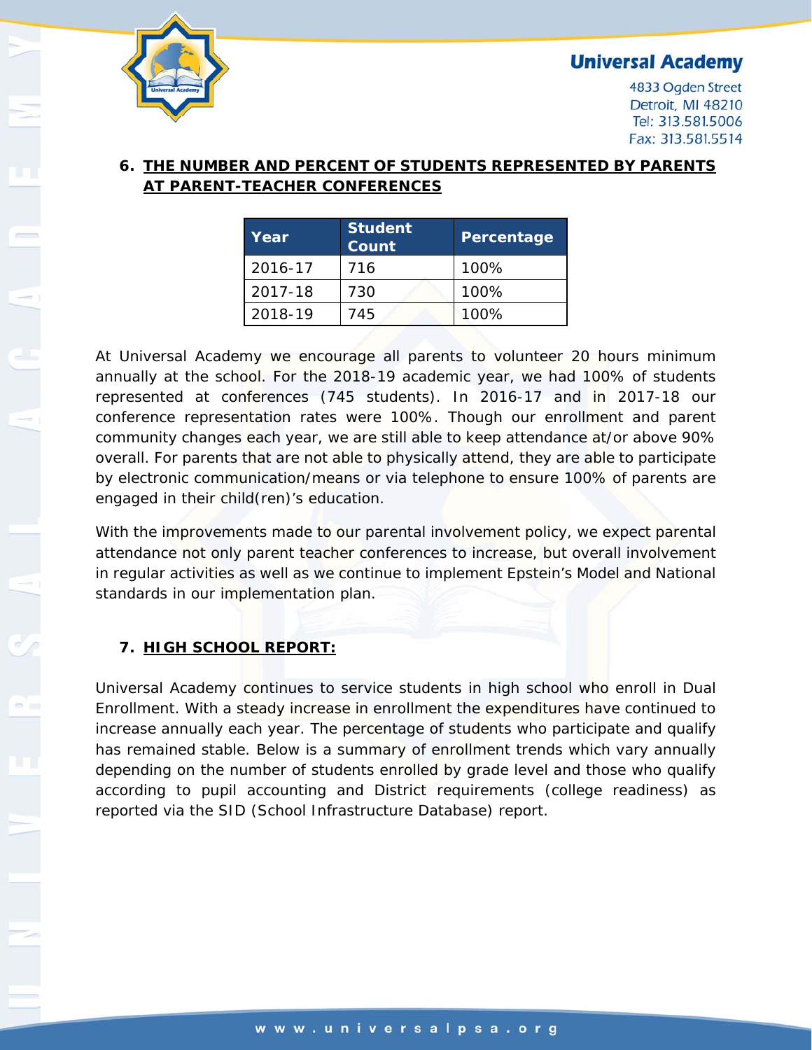## 6. THE NUMBER AND PERCENT OF STUDENTS REPRESENTED BY PARENTS AT PARENT-TEACHER CONFERENCES

| Year | Student Count | Percentage |
|---|---|---|
| 2016-17 | 716 | 100% |
| 2017-18 | 730 | 100% |
| 2018-19 | 745 | 100% |

At Universal Academy we encourage all parents to volunteer 20 hours minimum annually at the school. For the 2018-19 academic year, we had 100% of students represented at conferences (745 students). In 2016-17 and in 2017-18 our conference representation rates were 100%. Though our enrollment and parent community changes each year, we are still able to keep attendance at/or above 90% overall. For parents that are not able to physically attend, they are able to participate by electronic communication/means or via telephone to ensure 100% of parents are engaged in their child(ren)'s education.

With the improvements made to our parental involvement policy, we expect parental attendance not only parent teacher conferences to increase, but overall involvement in regular activities as well as we continue to implement Epstein's Model and National standards in our implementation plan.

## 7. HIGH SCHOOL REPORT:

Universal Academy continues to service students in high school who enroll in Dual Enrollment. With a steady increase in enrollment the expenditures have continued to increase annually each year. The percentage of students who participate and qualify has remained stable. Below is a summary of enrollment trends which vary annually depending on the number of students enrolled by grade level and those who qualify according to pupil accounting and District requirements (college readiness) as reported via the SID (School Infrastructure Database) report.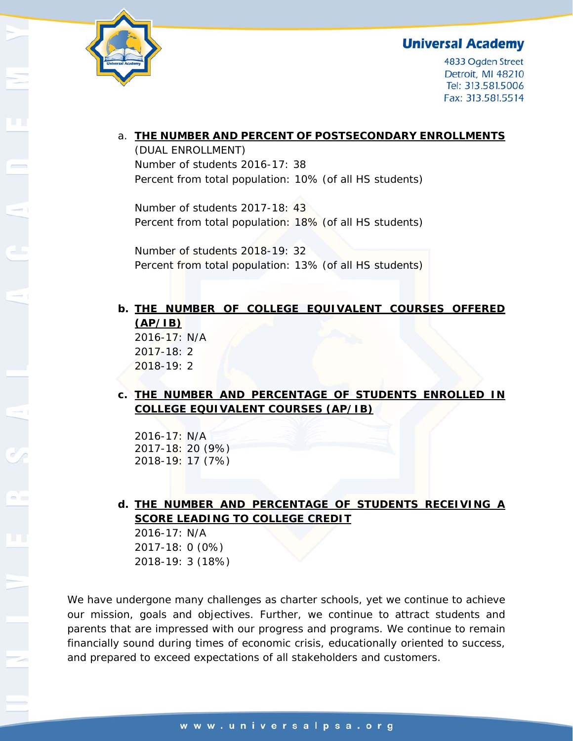a. **THE NUMBER AND PERCENT OF POSTSECONDARY ENROLLMENTS**
(DUAL ENROLLMENT)
Number of students 2016-17: 38
Percent from total population: 10% (of all HS students)

Number of students 2017-18: 43
Percent from total population: 18% (of all HS students)

Number of students 2018-19: 32
Percent from total population: 13% (of all HS students)

**b. THE NUMBER OF COLLEGE EQUIVALENT COURSES OFFERED (AP/IB)**
2016-17: N/A
2017-18: 2
2018-19: 2

**c. THE NUMBER AND PERCENTAGE OF STUDENTS ENROLLED IN COLLEGE EQUIVALENT COURSES (AP/IB)**

2016-17: N/A
2017-18: 20 (9%)
2018-19: 17 (7%)

**d. THE NUMBER AND PERCENTAGE OF STUDENTS RECEIVING A SCORE LEADING TO COLLEGE CREDIT**
2016-17: N/A
2017-18: 0 (0%)
2018-19: 3 (18%)

We have undergone many challenges as charter schools, yet we continue to achieve our mission, goals and objectives. Further, we continue to attract students and parents that are impressed with our progress and programs. We continue to remain financially sound during times of economic crisis, educationally oriented to success, and prepared to exceed expectations of all stakeholders and customers.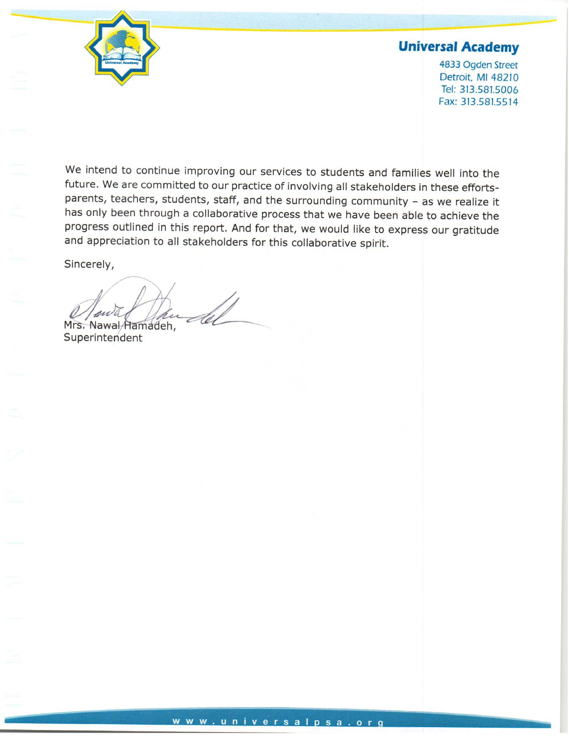**Universal Academy**

4833 Ogden Street
Detroit, MI 48210
Tel: 313.581.5006
Fax: 313.581.5514

We intend to continue improving our services to students and families well into the future. We are committed to our practice of involving all stakeholders in these efforts- parents, teachers, students, staff, and the surrounding community – as we realize it has only been through a collaborative process that we have been able to achieve the progress outlined in this report. And for that, we would like to express our gratitude and appreciation to all stakeholders for this collaborative spirit.

Sincerely,

Mrs. Nawal Hamadeh,
Superintendent

www.universalpsa.org